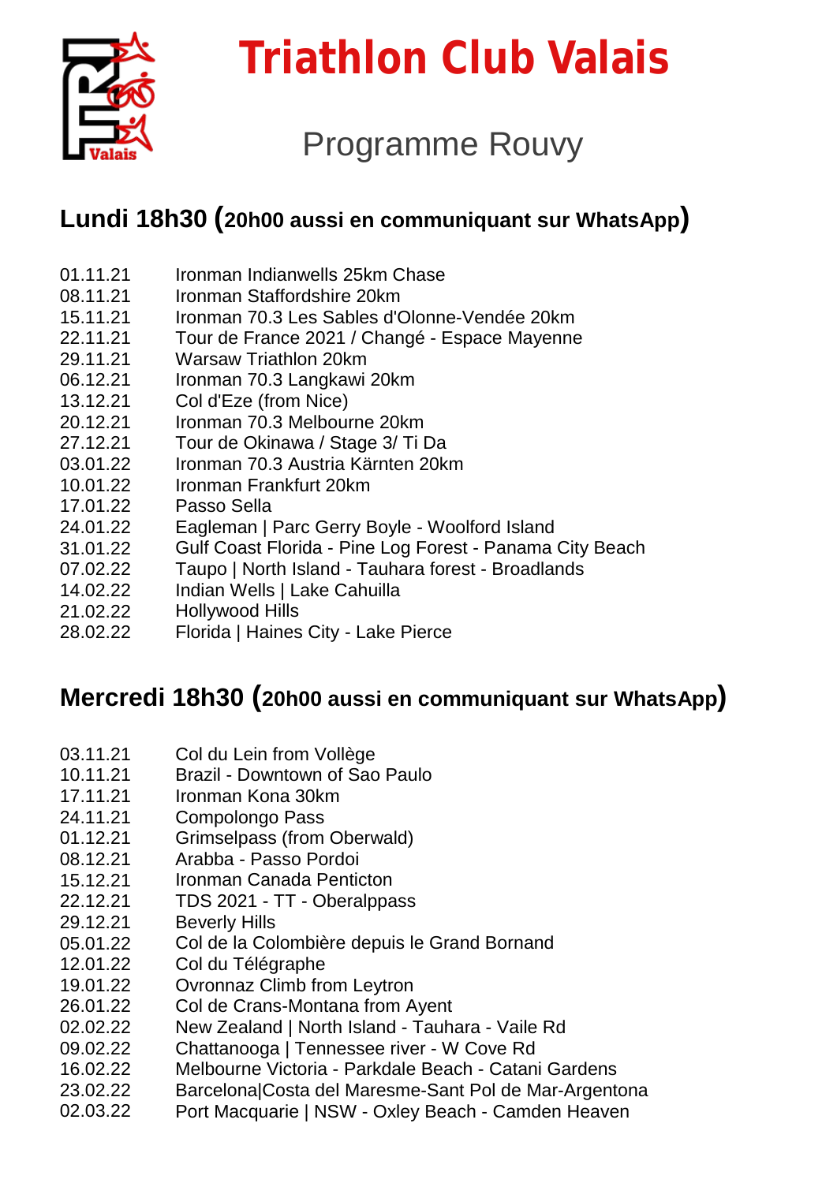# Triathlon Club Valais

## Programme Rouvy

### Lundi 18h30 (20h00 aussi en communiquant sur WhatsApp)

| | |
|---|---|
| 01.11.21 | Ironman Indianwells 25km Chase |
| 08.11.21 | Ironman Staffordshire 20km |
| 15.11.21 | Ironman 70.3 Les Sables d'Olonne-Vendée 20km |
| 22.11.21 | Tour de France 2021 / Changé - Espace Mayenne |
| 29.11.21 | Warsaw Triathlon 20km |
| 06.12.21 | Ironman 70.3 Langkawi 20km |
| 13.12.21 | Col d'Eze (from Nice) |
| 20.12.21 | Ironman 70.3 Melbourne 20km |
| 27.12.21 | Tour de Okinawa / Stage 3/ Ti Da |
| 03.01.22 | Ironman 70.3 Austria Kärnten 20km |
| 10.01.22 | Ironman Frankfurt 20km |
| 17.01.22 | Passo Sella |
| 24.01.22 | Eagleman \| Parc Gerry Boyle - Woolford Island |
| 31.01.22 | Gulf Coast Florida - Pine Log Forest - Panama City Beach |
| 07.02.22 | Taupo \| North Island - Tauhara forest - Broadlands |
| 14.02.22 | Indian Wells \| Lake Cahuilla |
| 21.02.22 | Hollywood Hills |
| 28.02.22 | Florida \| Haines City - Lake Pierce |

### Mercredi 18h30 (20h00 aussi en communiquant sur WhatsApp)

| | |
|---|---|
| 03.11.21 | Col du Lein from Vollège |
| 10.11.21 | Brazil - Downtown of Sao Paulo |
| 17.11.21 | Ironman Kona 30km |
| 24.11.21 | Compolongo Pass |
| 01.12.21 | Grimselpass (from Oberwald) |
| 08.12.21 | Arabba - Passo Pordoi |
| 15.12.21 | Ironman Canada Penticton |
| 22.12.21 | TDS 2021 - TT - Oberalppass |
| 29.12.21 | Beverly Hills |
| 05.01.22 | Col de la Colombière depuis le Grand Bornand |
| 12.01.22 | Col du Télégraphe |
| 19.01.22 | Ovronnaz Climb from Leytron |
| 26.01.22 | Col de Crans-Montana from Ayent |
| 02.02.22 | New Zealand \| North Island - Tauhara - Vaile Rd |
| 09.02.22 | Chattanooga \| Tennessee river - W Cove Rd |
| 16.02.22 | Melbourne Victoria - Parkdale Beach - Catani Gardens |
| 23.02.22 | Barcelona\|Costa del Maresme-Sant Pol de Mar-Argentona |
| 02.03.22 | Port Macquarie \| NSW - Oxley Beach - Camden Heaven |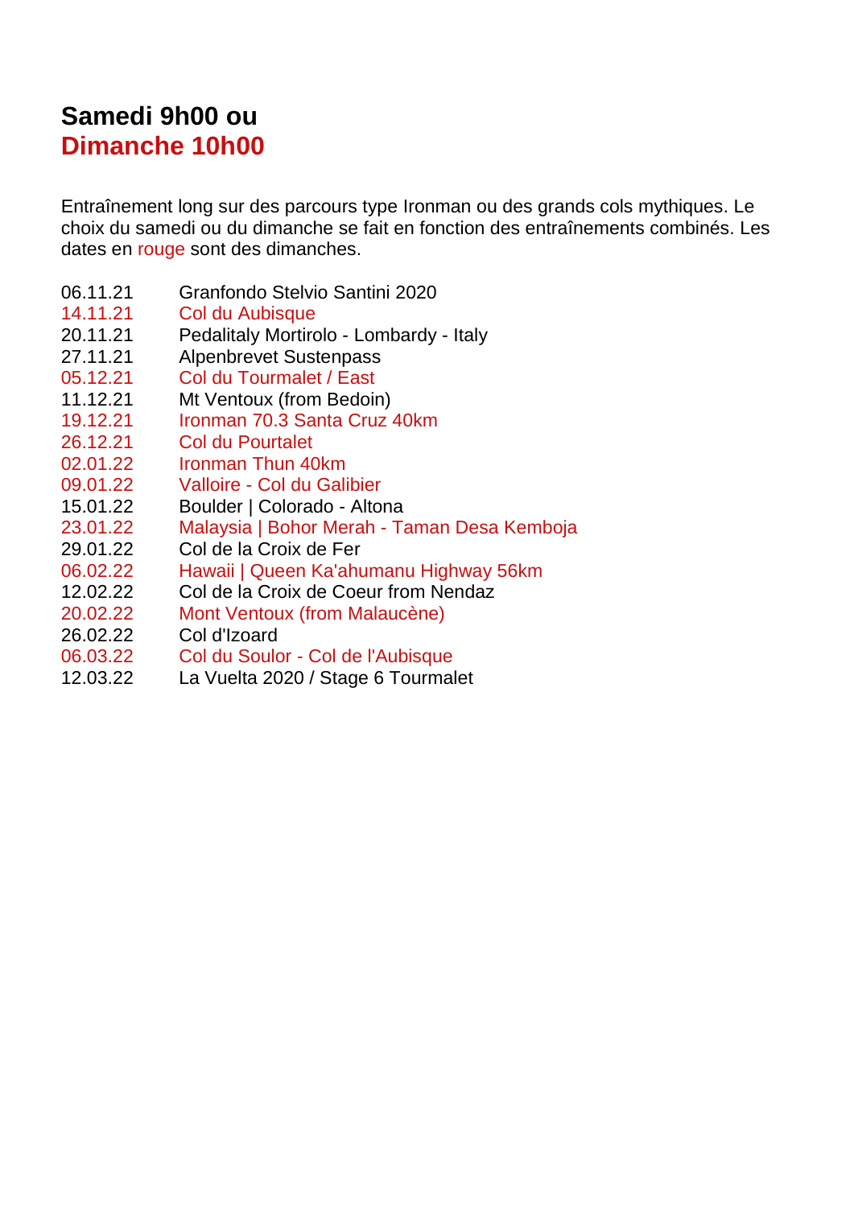## Samedi 9h00 ou
## Dimanche 10h00

Entraînement long sur des parcours type Ironman ou des grands cols mythiques. Le choix du samedi ou du dimanche se fait en fonction des entraînements combinés. Les dates en rouge sont des dimanches.

| | |
|---|---|
| 06.11.21 | Granfondo Stelvio Santini 2020 |
| 14.11.21 | Col du Aubisque |
| 20.11.21 | Pedalitaly Mortirolo - Lombardy - Italy |
| 27.11.21 | Alpenbrevet Sustenpass |
| 05.12.21 | Col du Tourmalet / East |
| 11.12.21 | Mt Ventoux (from Bedoin) |
| 19.12.21 | Ironman 70.3 Santa Cruz 40km |
| 26.12.21 | Col du Pourtalet |
| 02.01.22 | Ironman Thun 40km |
| 09.01.22 | Valloire - Col du Galibier |
| 15.01.22 | Boulder \| Colorado - Altona |
| 23.01.22 | Malaysia \| Bohor Merah - Taman Desa Kemboja |
| 29.01.22 | Col de la Croix de Fer |
| 06.02.22 | Hawaii \| Queen Ka'ahumanu Highway 56km |
| 12.02.22 | Col de la Croix de Coeur from Nendaz |
| 20.02.22 | Mont Ventoux (from Malaucène) |
| 26.02.22 | Col d'Izoard |
| 06.03.22 | Col du Soulor - Col de l'Aubisque |
| 12.03.22 | La Vuelta 2020 / Stage 6 Tourmalet |